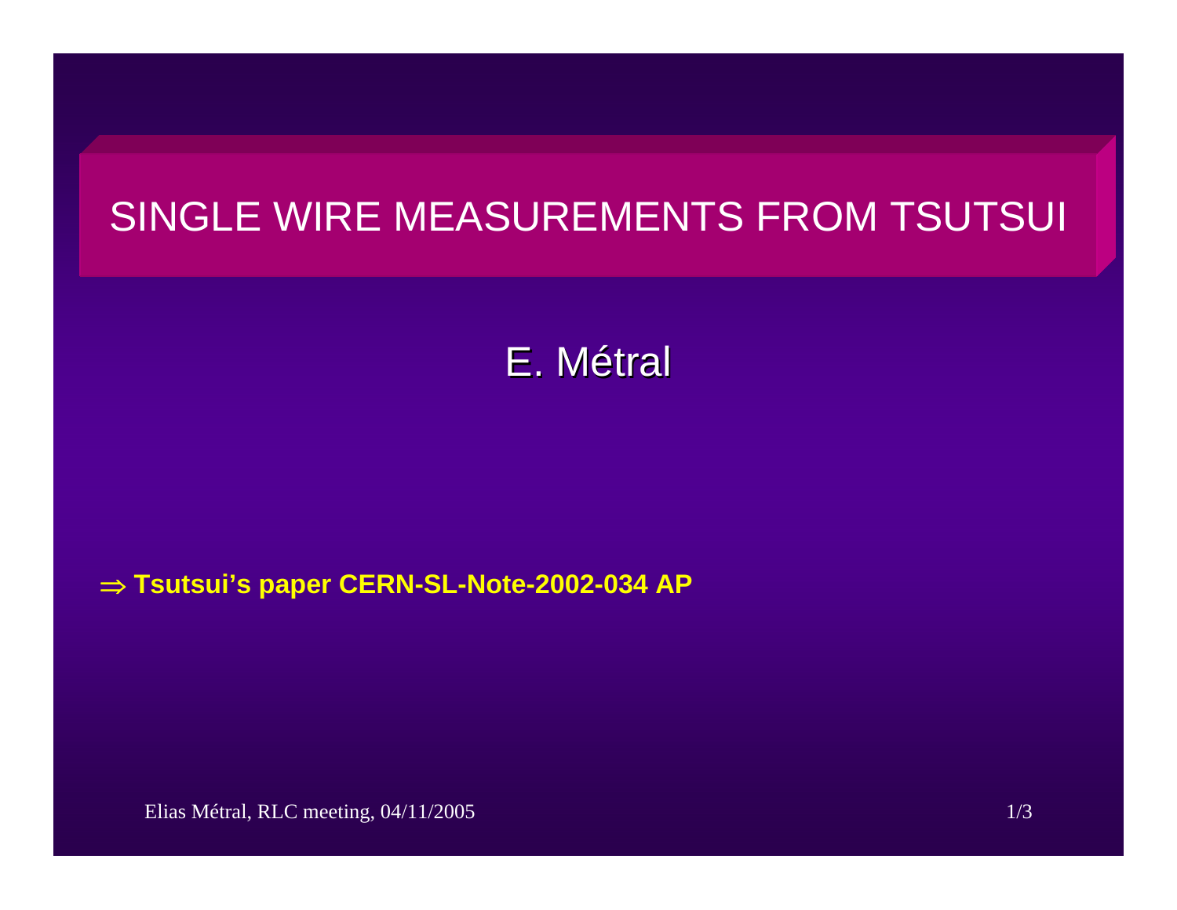# SINGLE WIRE MEASUREMENTS FROM TSUTSUI

E. Métral

$\Rightarrow$ **Tsutsui's paper CERN-SL-Note-2002-034 AP**

Elias Métral, RLC meeting, 04/11/2005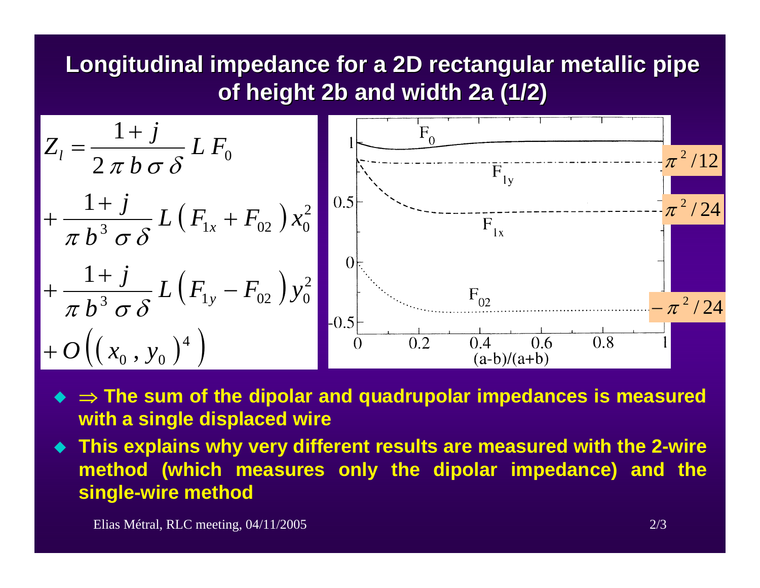# Longitudinal impedance for a 2D rectangular metallic pipe of height 2b and width 2a (1/2)

$$
Z_l = \frac{1+j}{2\,\pi\,b\,\sigma\,\delta}\,L\,F_0
+ \frac{1+j}{\pi\,b^3\,\sigma\,\delta}\,L\left(F_{1x} + F_{02}\right)x_0^2
+ \frac{1+j}{\pi\,b^3\,\sigma\,\delta}\,L\left(F_{1y} - F_{02}\right)y_0^2
+ O\left(\left(x_0\,,\,y_0\right)^4\right)
$$

Plot of $F_0$, $F_{1y}$, $F_{1x}$ and $F_{02}$ versus $(a-b)/(a+b)$ from 0 to 1, with asymptotic values: $F_{1y} \to \pi^2/12$, $F_{1x} \to \pi^2/24$, $F_{02} \to -\pi^2/24$.

- $\Rightarrow$ **The sum of the dipolar and quadrupolar impedances is measured with a single displaced wire**
- **This explains why very different results are measured with the 2-wire method (which measures only the dipolar impedance) and the single-wire method**

Elias Métral, RLC meeting, 04/11/2005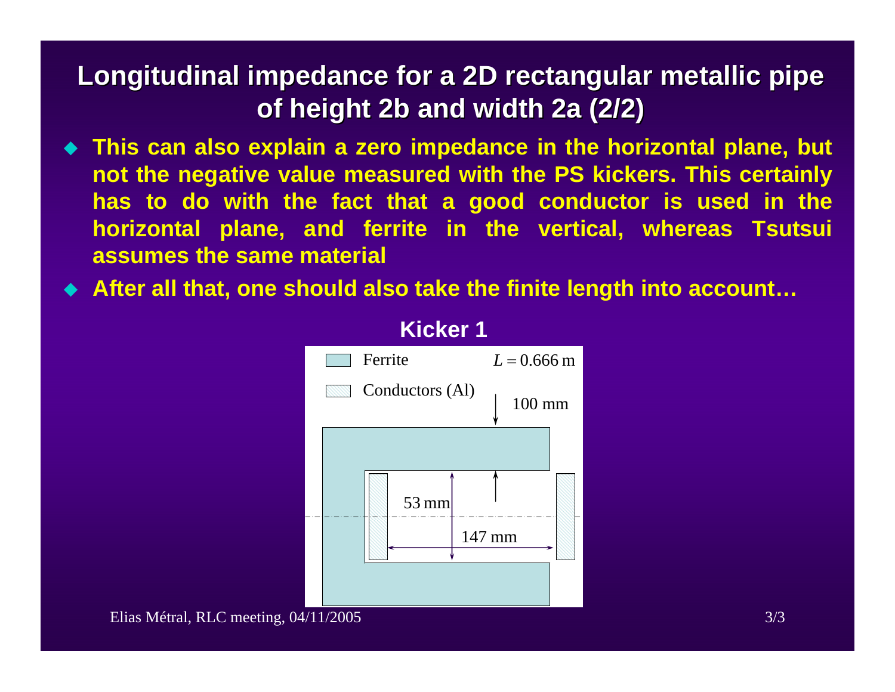# Longitudinal impedance for a 2D rectangular metallic pipe of height 2b and width 2a (2/2)

- **This can also explain a zero impedance in the horizontal plane, but not the negative value measured with the PS kickers. This certainly has to do with the fact that a good conductor is used in the horizontal plane, and ferrite in the vertical, whereas Tsutsui assumes the same material**
- **After all that, one should also take the finite length into account…**

**Kicker 1**

Ferrite

Conductors (Al)

$L = 0.666\,\mathrm{m}$

100 mm

53 mm

147 mm